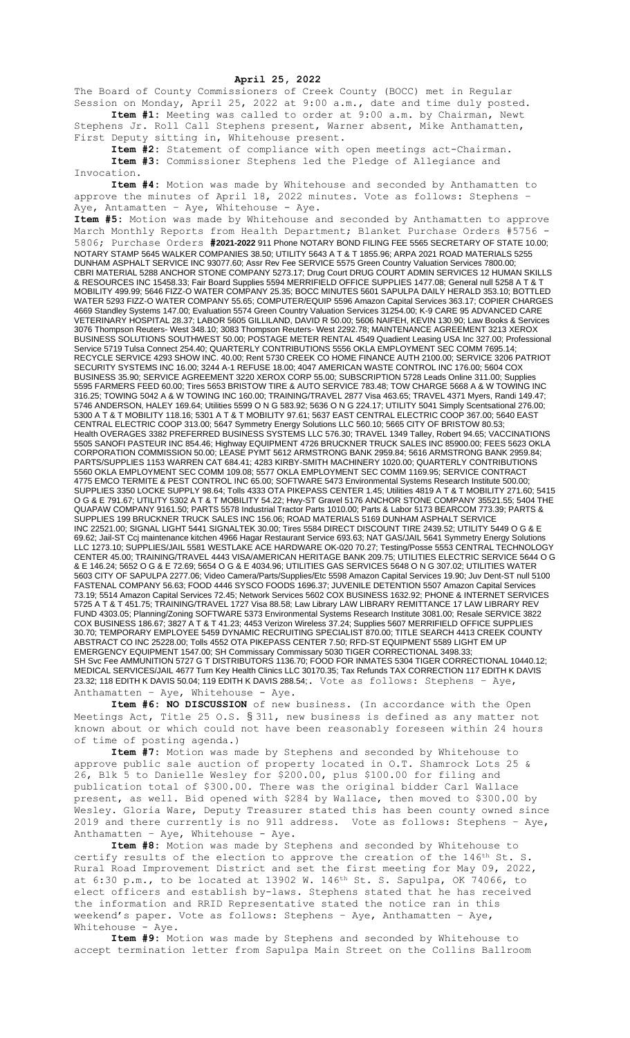**April 25, 2022**

The Board of County Commissioners of Creek County (BOCC) met in Regular Session on Monday, April 25, 2022 at 9:00 a.m., date and time duly posted.

**Item #1:** Meeting was called to order at 9:00 a.m. by Chairman, Newt Stephens Jr. Roll Call Stephens present, Warner absent, Mike Anthamatten, First Deputy sitting in, Whitehouse present.

**Item #2:** Statement of compliance with open meetings act-Chairman.

**Item #3:** Commissioner Stephens led the Pledge of Allegiance and Invocation.

**Item #4:** Motion was made by Whitehouse and seconded by Anthamatten to approve the minutes of April 18, 2022 minutes. Vote as follows: Stephens – Aye, Antamatten – Aye, Whitehouse - Aye.

**Item #5:** Motion was made by Whitehouse and seconded by Anthamatten to approve March Monthly Reports from Health Department; Blanket Purchase Orders #5756 - 5806; Purchase Orders **#2021-2022** 911 Phone NOTARY BOND FILING FEE 5565 SECRETARY OF STATE 10.00; NOTARY STAMP 5645 WALKER COMPANIES 38.50; UTILITY 5643 A T & T 1855.96; ARPA 2021 ROAD MATERIALS 5255 DUNHAM ASPHALT SERVICE INC 93077.60; Assr Rev Fee SERVICE 5575 Green Country Valuation Services 7800.00; CBRI MATERIAL 5288 ANCHOR STONE COMPANY 5273.17; Drug Court DRUG COURT ADMIN SERVICES 12 HUMAN SKILLS & RESOURCES INC 15458.33; Fair Board Supplies 5594 MERRIFIELD OFFICE SUPPLIES 1477.08; General null 5258 A T & T MOBILITY 499.99; 5646 FIZZ-O WATER COMPANY 25.35; BOCC MINUTES 5601 SAPULPA DAILY HERALD 353.10; BOTTLED WATER 5293 FIZZ-O WATER COMPANY 55.65; COMPUTER/EQUIP 5596 Amazon Capital Services 363.17; COPIER CHARGES 4669 Standley Systems 147.00; Evaluation 5574 Green Country Valuation Services 31254.00; K-9 CARE 95 ADVANCED CARE VETERINARY HOSPITAL 28.37; LABOR 5605 GILLILAND, DAVID R 50.00; 5606 NAIFEH, KEVIN 130.90; Law Books & Services 3076 Thompson Reuters- West 348.10; 3083 Thompson Reuters- West 2292.78; MAINTENANCE AGREEMENT 3213 XEROX BUSINESS SOLUTIONS SOUTHWEST 50.00; POSTAGE METER RENTAL 4549 Quadient Leasing USA Inc 327.00; Professional Service 5719 Tulsa Connect 254.40; QUARTERLY CONTRIBUTIONS 5556 OKLA EMPLOYMENT SEC COMM 7695.14; RECYCLE SERVICE 4293 SHOW INC. 40.00; Rent 5730 CREEK CO HOME FINANCE AUTH 2100.00; SERVICE 3206 PATRIOT SECURITY SYSTEMS INC 16.00; 3244 A-1 REFUSE 18.00; 4047 AMERICAN WASTE CONTROL INC 176.00; 5604 COX BUSINESS 35.90; SERVICE AGREEMENT 3220 XEROX CORP 55.00; SUBSCRIPTION 5728 Leads Online 311.00; Supplies 5595 FARMERS FEED 60.00; Tires 5653 BRISTOW TIRE & AUTO SERVICE 783.48; TOW CHARGE 5668 A & W TOWING INC 316.25; TOWING 5042 A & W TOWING INC 160.00; TRAINING/TRAVEL 2877 Visa 463.65; TRAVEL 4371 Myers, Randi 149.47; 5746 ANDERSON, HALEY 169.64; Utilities 5599 O N G 583.92; 5636 O N G 224.17; UTILITY 5041 Simply Scentsational 276.00; 5300 A T & T MOBILITY 118.16; 5301 A T & T MOBILITY 97.61; 5637 EAST CENTRAL ELECTRIC COOP 367.00; 5640 EAST CENTRAL ELECTRIC COOP 313.00; 5647 Symmetry Energy Solutions LLC 560.10; 5665 CITY OF BRISTOW 80.53; Health OVERAGES 3382 PREFERRED BUSINESS SYSTEMS LLC 576.30; TRAVEL 1349 Talley, Robert 94.65; VACCINATIONS 5505 SANOFI PASTEUR INC 854.46; Highway EQUIPMENT 4726 BRUCKNER TRUCK SALES INC 85900.00; FEES 5623 OKLA CORPORATION COMMISSION 50.00; LEASE PYMT 5612 ARMSTRONG BANK 2959.84; 5616 ARMSTRONG BANK 2959.84; PARTS/SUPPLIES 1153 WARREN CAT 684.41; 4283 KIRBY-SMITH MACHINERY 1020.00; QUARTERLY CONTRIBUTIONS 5560 OKLA EMPLOYMENT SEC COMM 109.08; 5577 OKLA EMPLOYMENT SEC COMM 1169.95; SERVICE CONTRACT 4775 EMCO TERMITE & PEST CONTROL INC 65.00; SOFTWARE 5473 Environmental Systems Research Institute 500.00; SUPPLIES 3350 LOCKE SUPPLY 98.64; Tolls 4333 OTA PIKEPASS CENTER 1.45; Utilities 4819 A T & T MOBILITY 271.60; 5415 O G & E 791.67; UTILITY 5302 A T & T MOBILITY 54.22; Hwy-ST Gravel 5176 ANCHOR STONE COMPANY 35521.55; 5404 THE QUAPAW COMPANY 9161.50; PARTS 5578 Industrial Tractor Parts 1010.00; Parts & Labor 5173 BEARCOM 773.39; PARTS & SUPPLIES 199 BRUCKNER TRUCK SALES INC 156.06; ROAD MATERIALS 5169 DUNHAM ASPHALT SERVICE INC 22521.00; SIGNAL LIGHT 5441 SIGNALTEK 30.00; Tires 5584 DIRECT DISCOUNT TIRE 2439.52; UTILITY 5449 O G & E 69.62; Jail-ST Ccj maintenance kitchen 4966 Hagar Restaurant Service 693.63; NAT GAS/JAIL 5641 Symmetry Energy Solutions LLC 1273.10; SUPPLIES/JAIL 5581 WESTLAKE ACE HARDWARE OK-020 70.27; Testing/Posse 5553 CENTRAL TECHNOLOGY CENTER 45.00; TRAINING/TRAVEL 4443 VISA/AMERICAN HERITAGE BANK 209.75; UTILITIES ELECTRIC SERVICE 5644 O G & E 146.24; 5652 O G & E 72.69; 5654 O G & E 4034.96; UTILITIES GAS SERVICES 5648 O N G 307.02; UTILITIES WATER 5603 CITY OF SAPULPA 2277.06; Video Camera/Parts/Supplies/Etc 5598 Amazon Capital Services 19.90; Juv Dent-ST null 5100 FASTENAL COMPANY 56.63; FOOD 4446 SYSCO FOODS 1696.37; JUVENILE DETENTION 5507 Amazon Capital Services 73.19; 5514 Amazon Capital Services 72.45; Network Services 5602 COX BUSINESS 1632.92; PHONE & INTERNET SERVICES 5725 A T & T 451.75; TRAINING/TRAVEL 1727 Visa 88.58; Law Library LAW LIBRARY REMITTANCE 17 LAW LIBRARY REV FUND 4303.05; Planning/Zoning SOFTWARE 5373 Environmental Systems Research Institute 3081.00; Resale SERVICE 3822 COX BUSINESS 186.67; 3827 A T & T 41.23; 4453 Verizon Wireless 37.24; Supplies 5607 MERRIFIELD OFFICE SUPPLIES 30.70; TEMPORARY EMPLOYEE 5459 DYNAMIC RECRUITING SPECIALIST 870.00; TITLE SEARCH 4413 CREEK COUNTY ABSTRACT CO INC 25228.00; Tolls 4552 OTA PIKEPASS CENTER 7.50; RFD-ST EQUIPMENT 5589 LIGHT EM UP EMERGENCY EQUIPMENT 1547.00; SH Commissary Commissary 5030 TIGER CORRECTIONAL 3498.33; SH Svc Fee AMMUNITION 5727 G T DISTRIBUTORS 1136.70; FOOD FOR INMATES 5304 TIGER CORRECTIONAL 10440.12; MEDICAL SERVICES/JAIL 4677 Turn Key Health Clinics LLC 30170.35; Tax Refunds TAX CORRECTION 117 EDITH K DAVIS 23.32; 118 EDITH K DAVIS 50.04; 119 EDITH K DAVIS 288.54;. Vote as follows: Stephens – Aye, Anthamatten – Aye, Whitehouse - Aye.

**Item #6: NO DISCUSSION** of new business. (In accordance with the Open Meetings Act, Title 25 O.S. § 311, new business is defined as any matter not known about or which could not have been reasonably foreseen within 24 hours of time of posting agenda.)

**Item #7:** Motion was made by Stephens and seconded by Whitehouse to approve public sale auction of property located in O.T. Shamrock Lots 25 & 26, Blk 5 to Danielle Wesley for $200.00, plus $100.00 for filing and publication total of $300.00. There was the original bidder Carl Wallace present, as well. Bid opened with $284 by Wallace, then moved to $300.00 by Wesley. Gloria Ware, Deputy Treasurer stated this has been county owned since 2019 and there currently is no 911 address. Vote as follows: Stephens – Aye, Anthamatten – Aye, Whitehouse - Aye.

**Item #8:** Motion was made by Stephens and seconded by Whitehouse to certify results of the election to approve the creation of the 146th St. S. Rural Road Improvement District and set the first meeting for May 09, 2022, at 6:30 p.m., to be located at 13902 W. 146th St. S. Sapulpa, OK 74066, to elect officers and establish by-laws. Stephens stated that he has received the information and RRID Representative stated the notice ran in this weekend's paper. Vote as follows: Stephens – Aye, Anthamatten – Aye, Whitehouse - Aye.

**Item #9:** Motion was made by Stephens and seconded by Whitehouse to accept termination letter from Sapulpa Main Street on the Collins Ballroom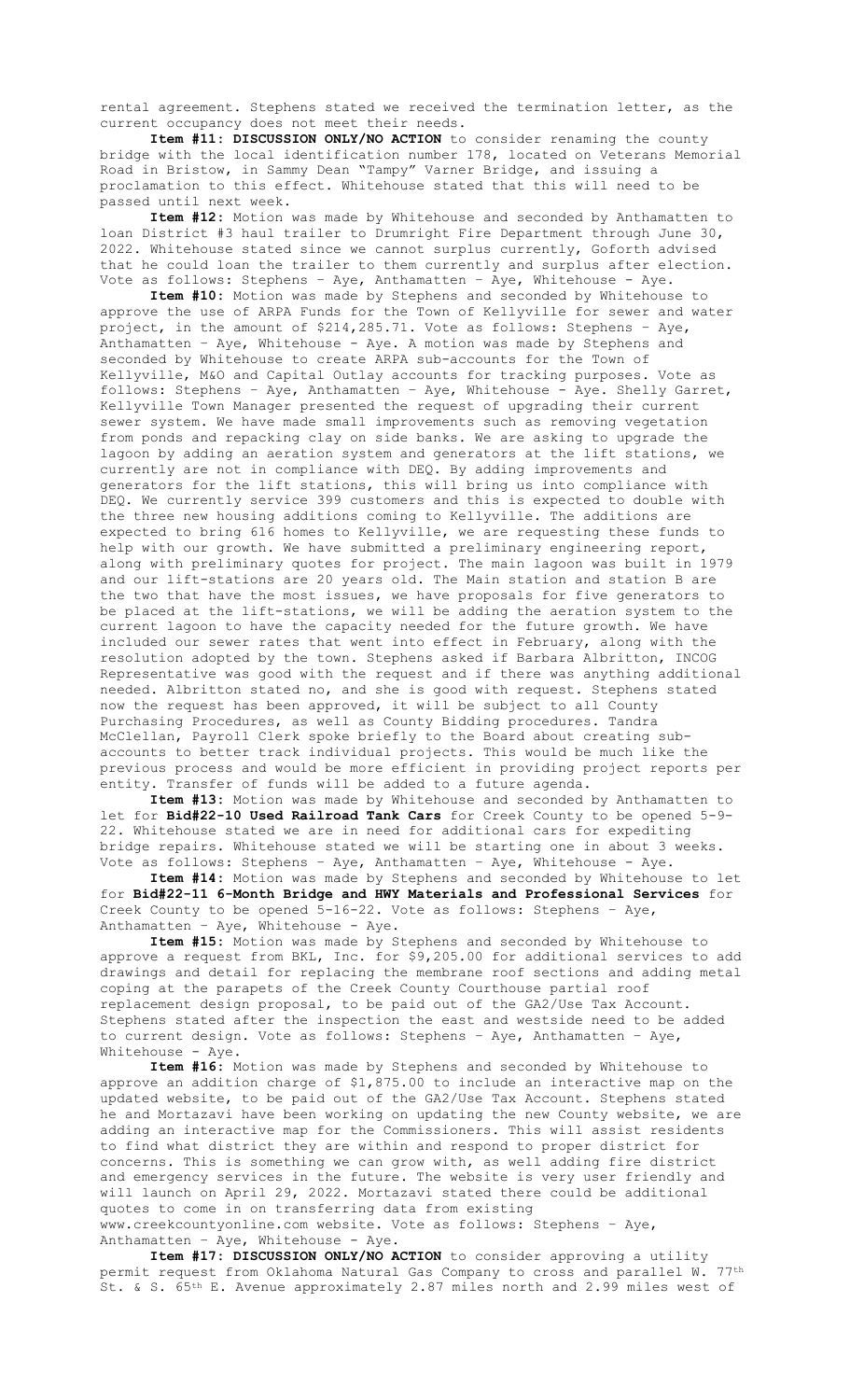rental agreement. Stephens stated we received the termination letter, as the current occupancy does not meet their needs.

**Item #11: DISCUSSION ONLY/NO ACTION** to consider renaming the county bridge with the local identification number 178, located on Veterans Memorial Road in Bristow, in Sammy Dean "Tampy" Varner Bridge, and issuing a proclamation to this effect. Whitehouse stated that this will need to be passed until next week.

**Item #12:** Motion was made by Whitehouse and seconded by Anthamatten to loan District #3 haul trailer to Drumright Fire Department through June 30, 2022. Whitehouse stated since we cannot surplus currently, Goforth advised that he could loan the trailer to them currently and surplus after election. Vote as follows: Stephens – Aye, Anthamatten – Aye, Whitehouse - Aye.

**Item #10:** Motion was made by Stephens and seconded by Whitehouse to approve the use of ARPA Funds for the Town of Kellyville for sewer and water project, in the amount of $214,285.71. Vote as follows: Stephens – Aye, Anthamatten – Aye, Whitehouse - Aye. A motion was made by Stephens and seconded by Whitehouse to create ARPA sub-accounts for the Town of Kellyville, M&O and Capital Outlay accounts for tracking purposes. Vote as follows: Stephens – Aye, Anthamatten – Aye, Whitehouse - Aye. Shelly Garret, Kellyville Town Manager presented the request of upgrading their current sewer system. We have made small improvements such as removing vegetation from ponds and repacking clay on side banks. We are asking to upgrade the lagoon by adding an aeration system and generators at the lift stations, we currently are not in compliance with DEQ. By adding improvements and generators for the lift stations, this will bring us into compliance with DEQ. We currently service 399 customers and this is expected to double with the three new housing additions coming to Kellyville. The additions are expected to bring 616 homes to Kellyville, we are requesting these funds to help with our growth. We have submitted a preliminary engineering report, along with preliminary quotes for project. The main lagoon was built in 1979 and our lift-stations are 20 years old. The Main station and station B are the two that have the most issues, we have proposals for five generators to be placed at the lift-stations, we will be adding the aeration system to the current lagoon to have the capacity needed for the future growth. We have included our sewer rates that went into effect in February, along with the resolution adopted by the town. Stephens asked if Barbara Albritton, INCOG Representative was good with the request and if there was anything additional needed. Albritton stated no, and she is good with request. Stephens stated now the request has been approved, it will be subject to all County Purchasing Procedures, as well as County Bidding procedures. Tandra McClellan, Payroll Clerk spoke briefly to the Board about creating sub-accounts to better track individual projects. This would be much like the previous process and would be more efficient in providing project reports per entity. Transfer of funds will be added to a future agenda.

**Item #13:** Motion was made by Whitehouse and seconded by Anthamatten to let for **Bid#22-10 Used Railroad Tank Cars** for Creek County to be opened 5-9-22. Whitehouse stated we are in need for additional cars for expediting bridge repairs. Whitehouse stated we will be starting one in about 3 weeks. Vote as follows: Stephens – Aye, Anthamatten – Aye, Whitehouse - Aye.

**Item #14:** Motion was made by Stephens and seconded by Whitehouse to let for **Bid#22-11 6-Month Bridge and HWY Materials and Professional Services** for Creek County to be opened 5-16-22. Vote as follows: Stephens – Aye, Anthamatten – Aye, Whitehouse - Aye.

**Item #15:** Motion was made by Stephens and seconded by Whitehouse to approve a request from BKL, Inc. for $9,205.00 for additional services to add drawings and detail for replacing the membrane roof sections and adding metal coping at the parapets of the Creek County Courthouse partial roof replacement design proposal, to be paid out of the GA2/Use Tax Account. Stephens stated after the inspection the east and westside need to be added to current design. Vote as follows: Stephens – Aye, Anthamatten – Aye, Whitehouse - Aye.

**Item #16:** Motion was made by Stephens and seconded by Whitehouse to approve an addition charge of $1,875.00 to include an interactive map on the updated website, to be paid out of the GA2/Use Tax Account. Stephens stated he and Mortazavi have been working on updating the new County website, we are adding an interactive map for the Commissioners. This will assist residents to find what district they are within and respond to proper district for concerns. This is something we can grow with, as well adding fire district and emergency services in the future. The website is very user friendly and will launch on April 29, 2022. Mortazavi stated there could be additional quotes to come in on transferring data from existing www.creekcountyonline.com website. Vote as follows: Stephens – Aye, Anthamatten – Aye, Whitehouse - Aye.

**Item #17: DISCUSSION ONLY/NO ACTION** to consider approving a utility permit request from Oklahoma Natural Gas Company to cross and parallel W. 77th St. & S. 65th E. Avenue approximately 2.87 miles north and 2.99 miles west of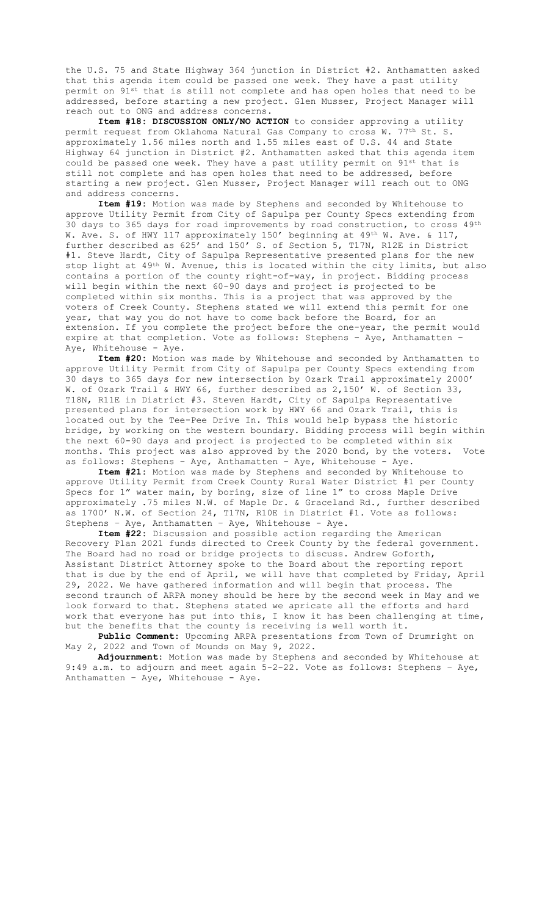the U.S. 75 and State Highway 364 junction in District #2. Anthamatten asked that this agenda item could be passed one week. They have a past utility permit on 91st that is still not complete and has open holes that need to be addressed, before starting a new project. Glen Musser, Project Manager will reach out to ONG and address concerns.

**Item #18: DISCUSSION ONLY/NO ACTION** to consider approving a utility permit request from Oklahoma Natural Gas Company to cross W. 77th St. S. approximately 1.56 miles north and 1.55 miles east of U.S. 44 and State Highway 64 junction in District #2. Anthamatten asked that this agenda item could be passed one week. They have a past utility permit on 91st that is still not complete and has open holes that need to be addressed, before starting a new project. Glen Musser, Project Manager will reach out to ONG and address concerns.

**Item #19:** Motion was made by Stephens and seconded by Whitehouse to approve Utility Permit from City of Sapulpa per County Specs extending from 30 days to 365 days for road improvements by road construction, to cross 49th W. Ave. S. of HWY 117 approximately 150' beginning at 49th W. Ave. & 117, further described as 625' and 150' S. of Section 5, T17N, R12E in District #1. Steve Hardt, City of Sapulpa Representative presented plans for the new stop light at 49th W. Avenue, this is located within the city limits, but also contains a portion of the county right-of-way, in project. Bidding process will begin within the next 60-90 days and project is projected to be completed within six months. This is a project that was approved by the voters of Creek County. Stephens stated we will extend this permit for one year, that way you do not have to come back before the Board, for an extension. If you complete the project before the one-year, the permit would expire at that completion. Vote as follows: Stephens – Aye, Anthamatten – Aye, Whitehouse - Aye.

**Item #20:** Motion was made by Whitehouse and seconded by Anthamatten to approve Utility Permit from City of Sapulpa per County Specs extending from 30 days to 365 days for new intersection by Ozark Trail approximately 2000' W. of Ozark Trail & HWY 66, further described as 2,150' W. of Section 33, T18N, R11E in District #3. Steven Hardt, City of Sapulpa Representative presented plans for intersection work by HWY 66 and Ozark Trail, this is located out by the Tee-Pee Drive In. This would help bypass the historic bridge, by working on the western boundary. Bidding process will begin within the next 60-90 days and project is projected to be completed within six months. This project was also approved by the 2020 bond, by the voters. Vote as follows: Stephens – Aye, Anthamatten – Aye, Whitehouse - Aye.

**Item #21:** Motion was made by Stephens and seconded by Whitehouse to approve Utility Permit from Creek County Rural Water District #1 per County Specs for 1" water main, by boring, size of line 1" to cross Maple Drive approximately .75 miles N.W. of Maple Dr. & Graceland Rd., further described as 1700' N.W. of Section 24, T17N, R10E in District #1. Vote as follows: Stephens – Aye, Anthamatten – Aye, Whitehouse - Aye.

**Item #22:** Discussion and possible action regarding the American Recovery Plan 2021 funds directed to Creek County by the federal government. The Board had no road or bridge projects to discuss. Andrew Goforth, Assistant District Attorney spoke to the Board about the reporting report that is due by the end of April, we will have that completed by Friday, April 29, 2022. We have gathered information and will begin that process. The second traunch of ARPA money should be here by the second week in May and we look forward to that. Stephens stated we apricate all the efforts and hard work that everyone has put into this, I know it has been challenging at time, but the benefits that the county is receiving is well worth it.

**Public Comment:** Upcoming ARPA presentations from Town of Drumright on May 2, 2022 and Town of Mounds on May 9, 2022.

**Adjournment:** Motion was made by Stephens and seconded by Whitehouse at 9:49 a.m. to adjourn and meet again 5-2-22. Vote as follows: Stephens – Aye, Anthamatten – Aye, Whitehouse - Aye.